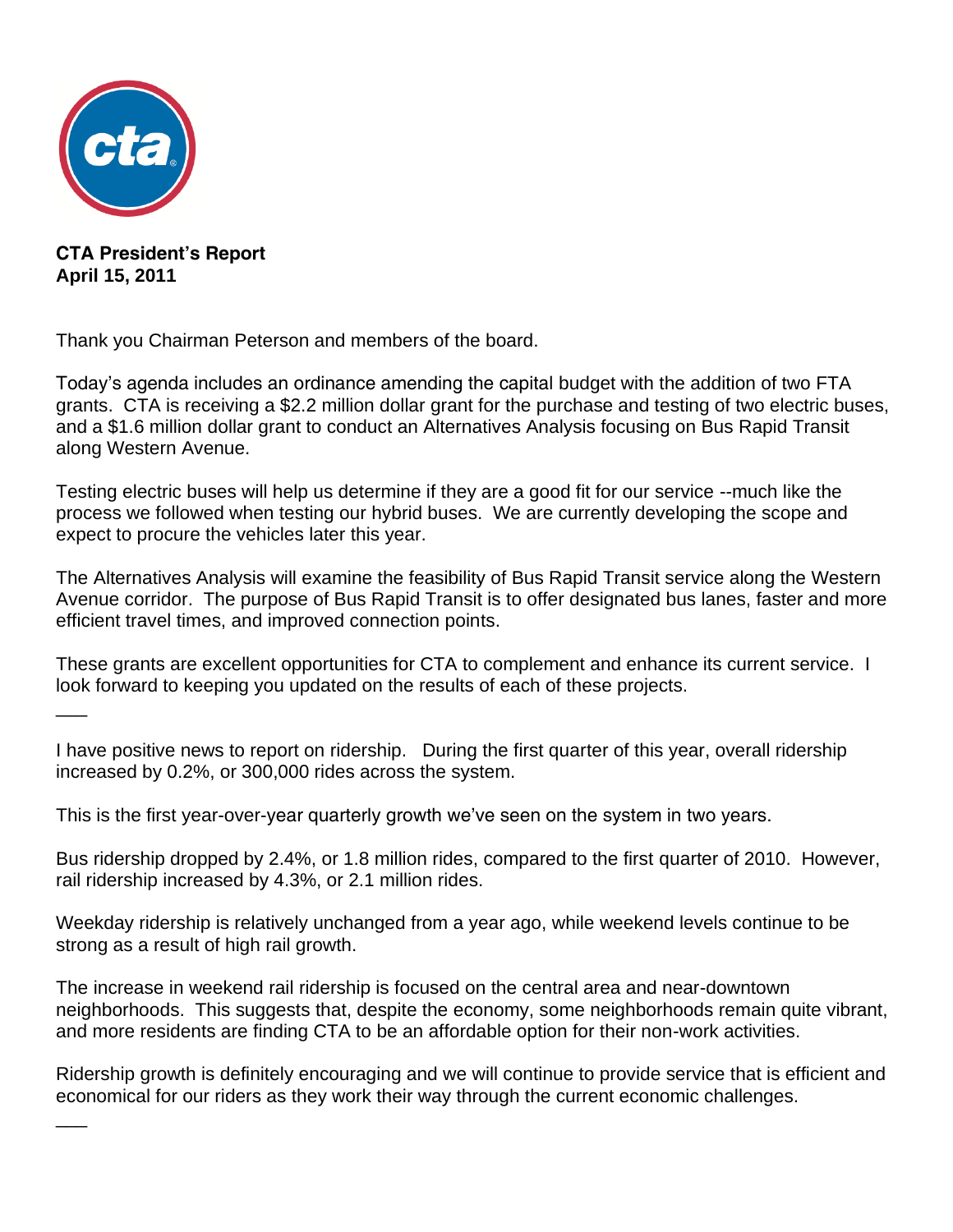**CTA President's Report**
**April 15, 2011**

Thank you Chairman Peterson and members of the board.

Today's agenda includes an ordinance amending the capital budget with the addition of two FTA grants. CTA is receiving a $2.2 million dollar grant for the purchase and testing of two electric buses, and a $1.6 million dollar grant to conduct an Alternatives Analysis focusing on Bus Rapid Transit along Western Avenue.

Testing electric buses will help us determine if they are a good fit for our service --much like the process we followed when testing our hybrid buses. We are currently developing the scope and expect to procure the vehicles later this year.

The Alternatives Analysis will examine the feasibility of Bus Rapid Transit service along the Western Avenue corridor. The purpose of Bus Rapid Transit is to offer designated bus lanes, faster and more efficient travel times, and improved connection points.

These grants are excellent opportunities for CTA to complement and enhance its current service. I look forward to keeping you updated on the results of each of these projects.

___

I have positive news to report on ridership. During the first quarter of this year, overall ridership increased by 0.2%, or 300,000 rides across the system.

This is the first year-over-year quarterly growth we've seen on the system in two years.

Bus ridership dropped by 2.4%, or 1.8 million rides, compared to the first quarter of 2010. However, rail ridership increased by 4.3%, or 2.1 million rides.

Weekday ridership is relatively unchanged from a year ago, while weekend levels continue to be strong as a result of high rail growth.

The increase in weekend rail ridership is focused on the central area and near-downtown neighborhoods. This suggests that, despite the economy, some neighborhoods remain quite vibrant, and more residents are finding CTA to be an affordable option for their non-work activities.

Ridership growth is definitely encouraging and we will continue to provide service that is efficient and economical for our riders as they work their way through the current economic challenges.

___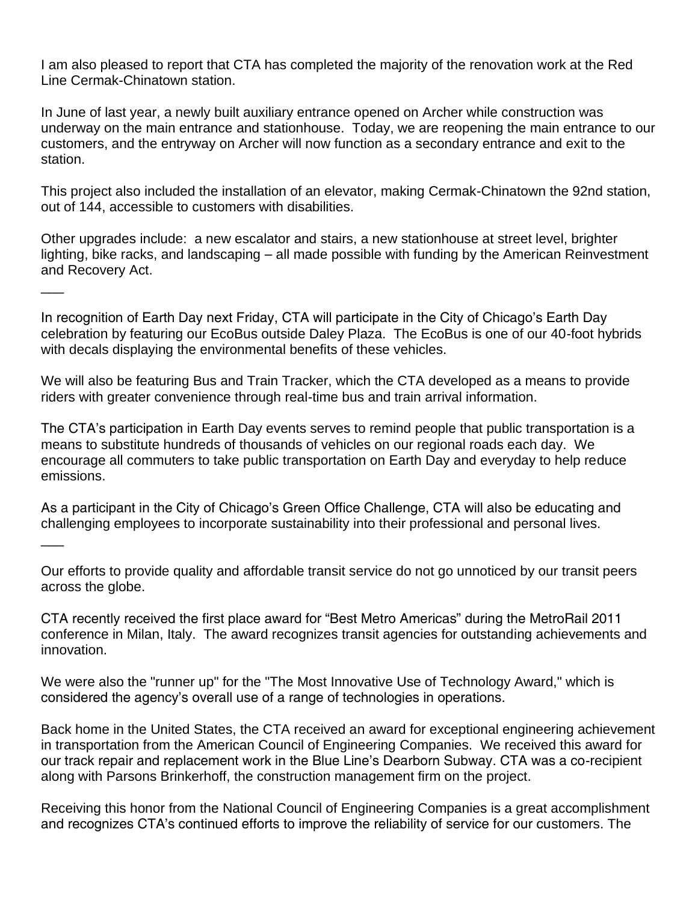I am also pleased to report that CTA has completed the majority of the renovation work at the Red Line Cermak-Chinatown station.

In June of last year, a newly built auxiliary entrance opened on Archer while construction was underway on the main entrance and stationhouse. Today, we are reopening the main entrance to our customers, and the entryway on Archer will now function as a secondary entrance and exit to the station.

This project also included the installation of an elevator, making Cermak-Chinatown the 92nd station, out of 144, accessible to customers with disabilities.

Other upgrades include: a new escalator and stairs, a new stationhouse at street level, brighter lighting, bike racks, and landscaping – all made possible with funding by the American Reinvestment and Recovery Act.

___

In recognition of Earth Day next Friday, CTA will participate in the City of Chicago's Earth Day celebration by featuring our EcoBus outside Daley Plaza. The EcoBus is one of our 40-foot hybrids with decals displaying the environmental benefits of these vehicles.

We will also be featuring Bus and Train Tracker, which the CTA developed as a means to provide riders with greater convenience through real-time bus and train arrival information.

The CTA's participation in Earth Day events serves to remind people that public transportation is a means to substitute hundreds of thousands of vehicles on our regional roads each day. We encourage all commuters to take public transportation on Earth Day and everyday to help reduce emissions.

As a participant in the City of Chicago's Green Office Challenge, CTA will also be educating and challenging employees to incorporate sustainability into their professional and personal lives.

___

Our efforts to provide quality and affordable transit service do not go unnoticed by our transit peers across the globe.

CTA recently received the first place award for "Best Metro Americas" during the MetroRail 2011 conference in Milan, Italy. The award recognizes transit agencies for outstanding achievements and innovation.

We were also the "runner up" for the "The Most Innovative Use of Technology Award," which is considered the agency's overall use of a range of technologies in operations.

Back home in the United States, the CTA received an award for exceptional engineering achievement in transportation from the American Council of Engineering Companies. We received this award for our track repair and replacement work in the Blue Line's Dearborn Subway. CTA was a co-recipient along with Parsons Brinkerhoff, the construction management firm on the project.

Receiving this honor from the National Council of Engineering Companies is a great accomplishment and recognizes CTA's continued efforts to improve the reliability of service for our customers. The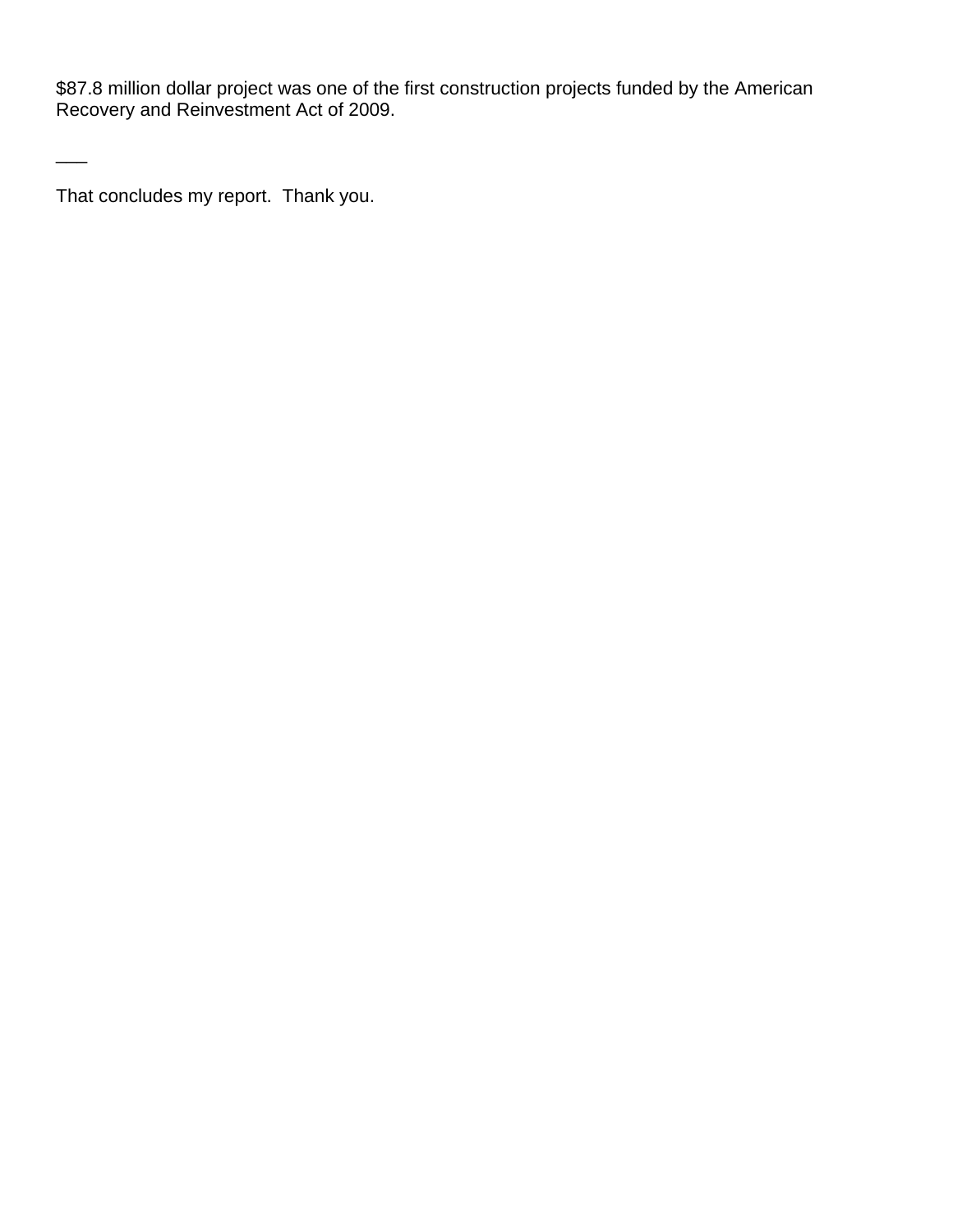$87.8 million dollar project was one of the first construction projects funded by the American Recovery and Reinvestment Act of 2009.

___

That concludes my report.  Thank you.